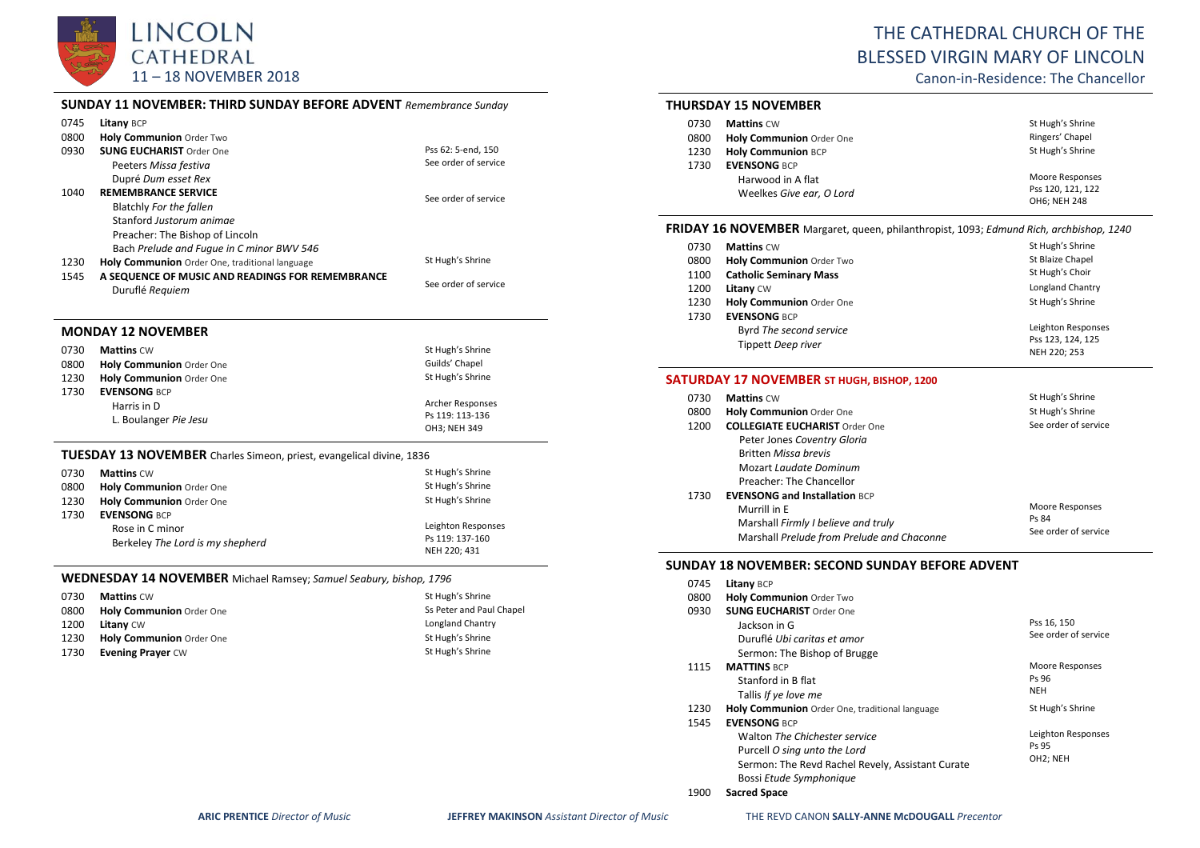# LINCOLN CATHEDRAL
11 – 18 NOVEMBER 2018

# THE CATHEDRAL CHURCH OF THE BLESSED VIRGIN MARY OF LINCOLN

Canon-in-Residence: The Chancellor

## SUNDAY 11 NOVEMBER: THIRD SUNDAY BEFORE ADVENT *Remembrance Sunday*

| | | |
|---|---|---|
| 0745 | **Litany** BCP | |
| 0800 | **Holy Communion** Order Two | |
| 0930 | **SUNG EUCHARIST** Order One<br>Peeters *Missa festiva*<br>Dupré *Dum esset Rex* | Pss 62: 5-end, 150<br>See order of service |
| 1040 | **REMEMBRANCE SERVICE**<br>Blatchly *For the fallen*<br>Stanford *Justorum animae*<br>Preacher: The Bishop of Lincoln<br>Bach *Prelude and Fugue in C minor BWV 546* | See order of service |
| 1230 | **Holy Communion** Order One, traditional language | St Hugh's Shrine |
| 1545 | **A SEQUENCE OF MUSIC AND READINGS FOR REMEMBRANCE**<br>Duruflé *Requiem* | See order of service |

## MONDAY 12 NOVEMBER

| | | |
|---|---|---|
| 0730 | **Mattins** CW | St Hugh's Shrine |
| 0800 | **Holy Communion** Order One | Guilds' Chapel |
| 1230 | **Holy Communion** Order One | St Hugh's Shrine |
| 1730 | **EVENSONG** BCP<br>Harris in D<br>L. Boulanger *Pie Jesu* | Archer Responses<br>Ps 119: 113-136<br>OH3; NEH 349 |

## TUESDAY 13 NOVEMBER Charles Simeon, priest, evangelical divine, 1836

| | | |
|---|---|---|
| 0730 | **Mattins** CW | St Hugh's Shrine |
| 0800 | **Holy Communion** Order One | St Hugh's Shrine |
| 1230 | **Holy Communion** Order One | St Hugh's Shrine |
| 1730 | **EVENSONG** BCP<br>Rose in C minor<br>Berkeley *The Lord is my shepherd* | Leighton Responses<br>Ps 119: 137-160<br>NEH 220; 431 |

## WEDNESDAY 14 NOVEMBER Michael Ramsey; *Samuel Seabury, bishop, 1796*

| | | |
|---|---|---|
| 0730 | **Mattins** CW | St Hugh's Shrine |
| 0800 | **Holy Communion** Order One | Ss Peter and Paul Chapel |
| 1200 | **Litany** CW | Longland Chantry |
| 1230 | **Holy Communion** Order One | St Hugh's Shrine |
| 1730 | **Evening Prayer** CW | St Hugh's Shrine |

## THURSDAY 15 NOVEMBER

| | | |
|---|---|---|
| 0730 | **Mattins** CW | St Hugh's Shrine |
| 0800 | **Holy Communion** Order One | Ringers' Chapel |
| 1230 | **Holy Communion** BCP | St Hugh's Shrine |
| 1730 | **EVENSONG** BCP<br>Harwood in A flat<br>Weelkes *Give ear, O Lord* | Moore Responses<br>Pss 120, 121, 122<br>OH6; NEH 248 |

## FRIDAY 16 NOVEMBER Margaret, queen, philanthropist, 1093; *Edmund Rich, archbishop, 1240*

| | | |
|---|---|---|
| 0730 | **Mattins** CW | St Hugh's Shrine |
| 0800 | **Holy Communion** Order Two | St Blaize Chapel |
| 1100 | **Catholic Seminary Mass** | St Hugh's Choir |
| 1200 | **Litany** CW | Longland Chantry |
| 1230 | **Holy Communion** Order One | St Hugh's Shrine |
| 1730 | **EVENSONG** BCP<br>Byrd *The second service*<br>Tippett *Deep river* | Leighton Responses<br>Pss 123, 124, 125<br>NEH 220; 253 |

## SATURDAY 17 NOVEMBER ST HUGH, BISHOP, 1200

| | | |
|---|---|---|
| 0730 | **Mattins** CW | St Hugh's Shrine |
| 0800 | **Holy Communion** Order One | St Hugh's Shrine |
| 1200 | **COLLEGIATE EUCHARIST** Order One<br>Peter Jones *Coventry Gloria*<br>Britten *Missa brevis*<br>Mozart *Laudate Dominum*<br>Preacher: The Chancellor | See order of service |
| 1730 | **EVENSONG and Installation** BCP<br>Murrill in E<br>Marshall *Firmly I believe and truly*<br>Marshall *Prelude from Prelude and Chaconne* | Moore Responses<br>Ps 84<br>See order of service |

## SUNDAY 18 NOVEMBER: SECOND SUNDAY BEFORE ADVENT

| | | |
|---|---|---|
| 0745 | **Litany** BCP | |
| 0800 | **Holy Communion** Order Two | |
| 0930 | **SUNG EUCHARIST** Order One<br>Jackson in G<br>Duruflé *Ubi caritas et amor*<br>Sermon: The Bishop of Brugge | Pss 16, 150<br>See order of service |
| 1115 | **MATTINS** BCP<br>Stanford in B flat<br>Tallis *If ye love me* | Moore Responses<br>Ps 96<br>NEH |
| 1230 | **Holy Communion** Order One, traditional language | St Hugh's Shrine |
| 1545 | **EVENSONG** BCP<br>Walton *The Chichester service*<br>Purcell *O sing unto the Lord*<br>Sermon: The Revd Rachel Revely, Assistant Curate<br>Bossi *Etude Symphonique* | Leighton Responses<br>Ps 95<br>OH2; NEH |
| 1900 | **Sacred Space** | |

**ARIC PRENTICE** *Director of Music* **JEFFREY MAKINSON** *Assistant Director of Music* THE REVD CANON **SALLY-ANNE McDOUGALL** *Precentor*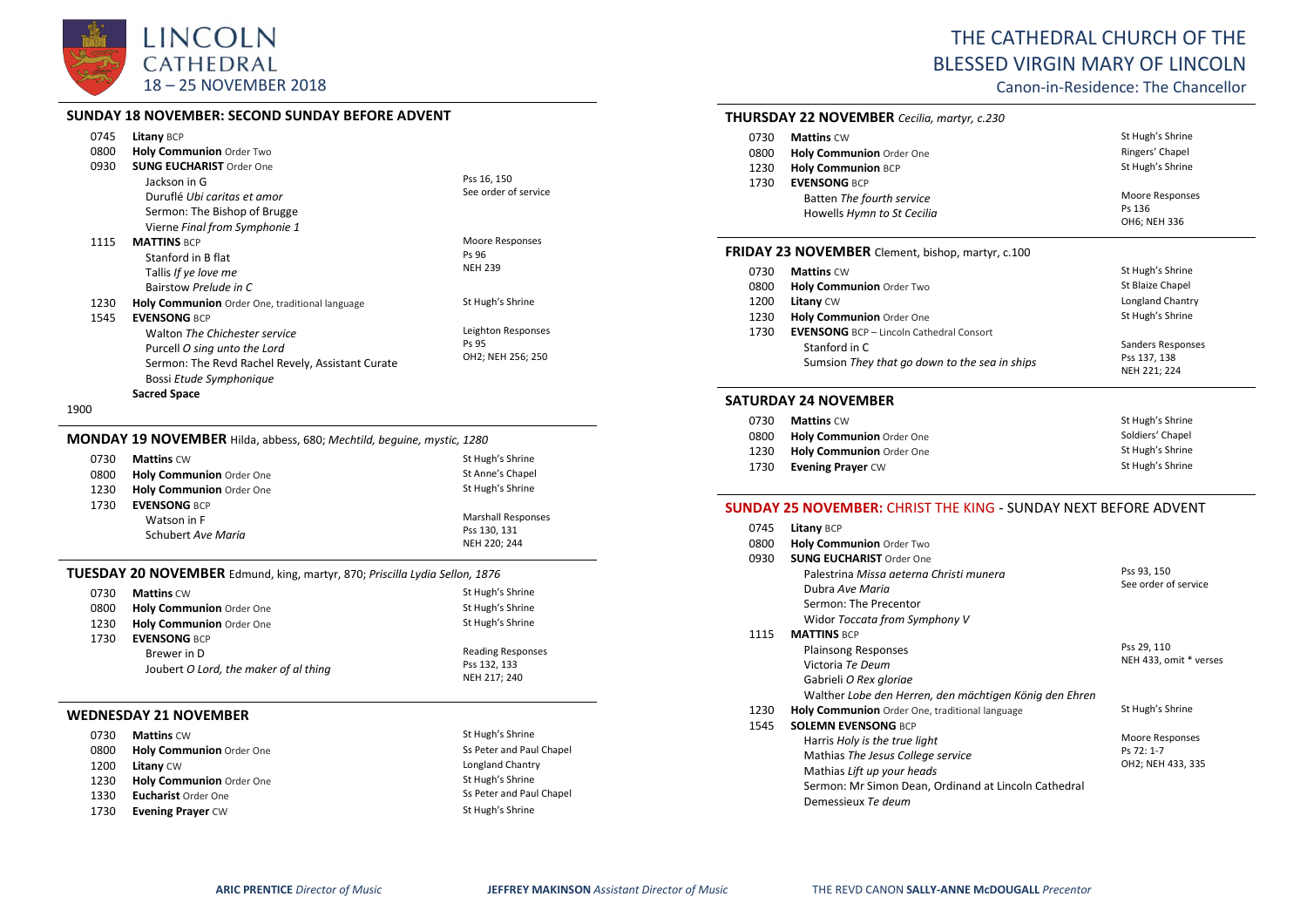# LINCOLN CATHEDRAL
## 18 – 25 NOVEMBER 2018

# THE CATHEDRAL CHURCH OF THE BLESSED VIRGIN MARY OF LINCOLN

Canon-in-Residence: The Chancellor

### SUNDAY 18 NOVEMBER: SECOND SUNDAY BEFORE ADVENT

| | | |
|---|---|---|
| 0745 | **Litany** BCP | |
| 0800 | **Holy Communion** Order Two | |
| 0930 | **SUNG EUCHARIST** Order One | |
| | Jackson in G | Pss 16, 150 |
| | Duruflé *Ubi caritas et amor* | See order of service |
| | Sermon: The Bishop of Brugge | |
| | Vierne *Final from Symphonie 1* | |
| 1115 | **MATTINS** BCP | Moore Responses |
| | Stanford in B flat | Ps 96 |
| | Tallis *If ye love me* | NEH 239 |
| | Bairstow *Prelude in C* | |
| 1230 | **Holy Communion** Order One, traditional language | St Hugh's Shrine |
| 1545 | **EVENSONG** BCP | |
| | Walton *The Chichester service* | Leighton Responses |
| | Purcell *O sing unto the Lord* | Ps 95 |
| | Sermon: The Revd Rachel Revely, Assistant Curate | OH2; NEH 256; 250 |
| | Bossi *Etude Symphonique* | |
| 1900 | **Sacred Space** | |

### MONDAY 19 NOVEMBER Hilda, abbess, 680; *Mechtild, beguine, mystic, 1280*

| | | |
|---|---|---|
| 0730 | **Mattins** CW | St Hugh's Shrine |
| 0800 | **Holy Communion** Order One | St Anne's Chapel |
| 1230 | **Holy Communion** Order One | St Hugh's Shrine |
| 1730 | **EVENSONG** BCP | |
| | Watson in F | Marshall Responses |
| | Schubert *Ave Maria* | Pss 130, 131 |
| | | NEH 220; 244 |

### TUESDAY 20 NOVEMBER Edmund, king, martyr, 870; *Priscilla Lydia Sellon, 1876*

| | | |
|---|---|---|
| 0730 | **Mattins** CW | St Hugh's Shrine |
| 0800 | **Holy Communion** Order One | St Hugh's Shrine |
| 1230 | **Holy Communion** Order One | St Hugh's Shrine |
| 1730 | **EVENSONG** BCP | |
| | Brewer in D | Reading Responses |
| | Joubert *O Lord, the maker of al thing* | Pss 132, 133 |
| | | NEH 217; 240 |

### WEDNESDAY 21 NOVEMBER

| | | |
|---|---|---|
| 0730 | **Mattins** CW | St Hugh's Shrine |
| 0800 | **Holy Communion** Order One | Ss Peter and Paul Chapel |
| 1200 | **Litany** CW | Longland Chantry |
| 1230 | **Holy Communion** Order One | St Hugh's Shrine |
| 1330 | **Eucharist** Order One | Ss Peter and Paul Chapel |
| 1730 | **Evening Prayer** CW | St Hugh's Shrine |

### THURSDAY 22 NOVEMBER *Cecilia, martyr, c.230*

| | | |
|---|---|---|
| 0730 | **Mattins** CW | St Hugh's Shrine |
| 0800 | **Holy Communion** Order One | Ringers' Chapel |
| 1230 | **Holy Communion** BCP | St Hugh's Shrine |
| 1730 | **EVENSONG** BCP | |
| | Batten *The fourth service* | Moore Responses |
| | Howells *Hymn to St Cecilia* | Ps 136 |
| | | OH6; NEH 336 |

### FRIDAY 23 NOVEMBER Clement, bishop, martyr, c.100

| | | |
|---|---|---|
| 0730 | **Mattins** CW | St Hugh's Shrine |
| 0800 | **Holy Communion** Order Two | St Blaize Chapel |
| 1200 | **Litany** CW | Longland Chantry |
| 1230 | **Holy Communion** Order One | St Hugh's Shrine |
| 1730 | **EVENSONG** BCP – Lincoln Cathedral Consort | |
| | Stanford in C | Sanders Responses |
| | Sumsion *They that go down to the sea in ships* | Pss 137, 138 |
| | | NEH 221; 224 |

### SATURDAY 24 NOVEMBER

| | | |
|---|---|---|
| 0730 | **Mattins** CW | St Hugh's Shrine |
| 0800 | **Holy Communion** Order One | Soldiers' Chapel |
| 1230 | **Holy Communion** Order One | St Hugh's Shrine |
| 1730 | **Evening Prayer** CW | St Hugh's Shrine |

### SUNDAY 25 NOVEMBER: CHRIST THE KING - SUNDAY NEXT BEFORE ADVENT

| | | |
|---|---|---|
| 0745 | **Litany** BCP | |
| 0800 | **Holy Communion** Order Two | |
| 0930 | **SUNG EUCHARIST** Order One | |
| | Palestrina *Missa aeterna Christi munera* | Pss 93, 150 |
| | Dubra *Ave Maria* | See order of service |
| | Sermon: The Precentor | |
| | Widor *Toccata from Symphony V* | |
| 1115 | **MATTINS** BCP | |
| | Plainsong Responses | Pss 29, 110 |
| | Victoria *Te Deum* | NEH 433, omit * verses |
| | Gabrieli *O Rex gloriae* | |
| | Walther *Lobe den Herren, den mächtigen König den Ehren* | |
| 1230 | **Holy Communion** Order One, traditional language | St Hugh's Shrine |
| 1545 | **SOLEMN EVENSONG** BCP | |
| | Harris *Holy is the true light* | Moore Responses |
| | Mathias *The Jesus College service* | Ps 72: 1-7 |
| | Mathias *Lift up your heads* | OH2; NEH 433, 335 |
| | Sermon: Mr Simon Dean, Ordinand at Lincoln Cathedral | |
| | Demessieux *Te deum* | |

**ARIC PRENTICE** *Director of Music* **JEFFREY MAKINSON** *Assistant Director of Music* THE REVD CANON **SALLY-ANNE McDOUGALL** *Precentor*